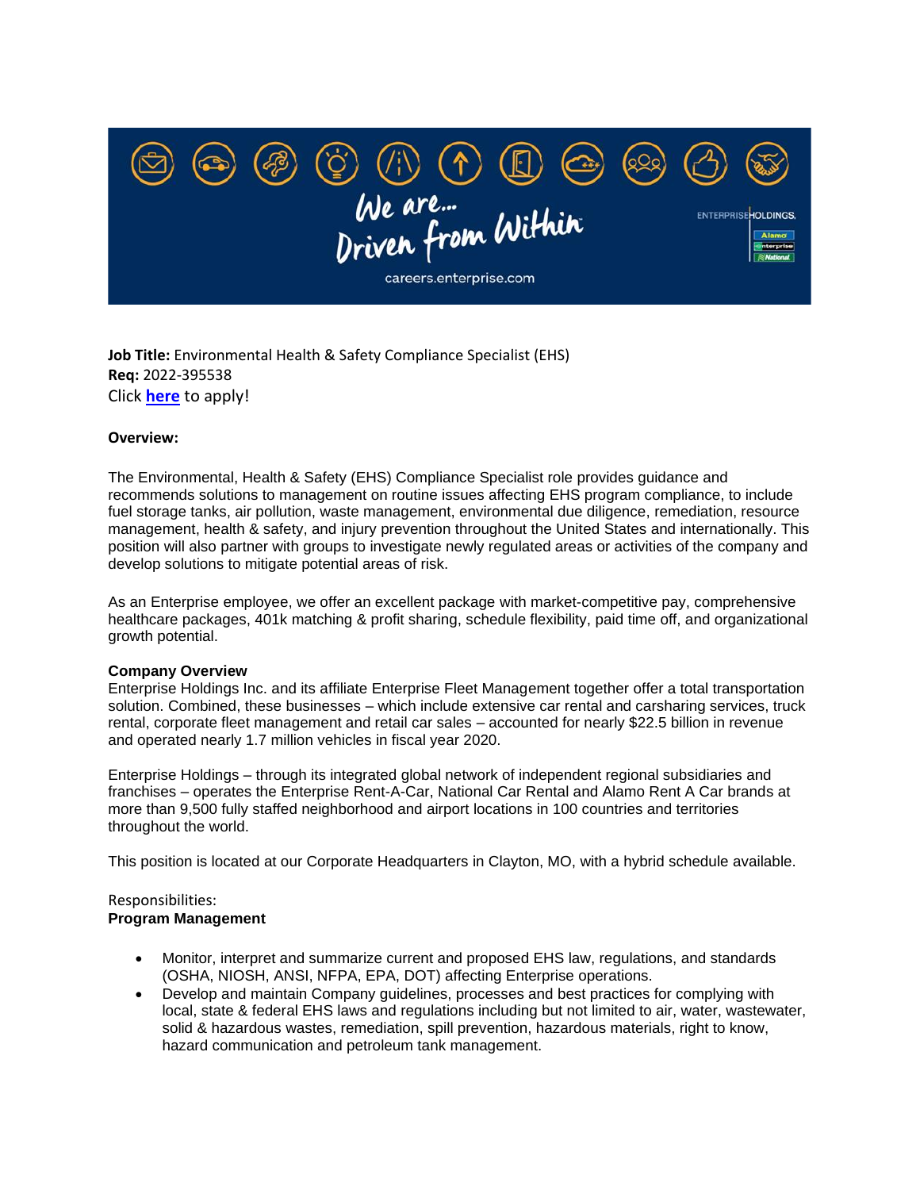**Job Title:** Environmental Health & Safety Compliance Specialist (EHS)
**Req:** 2022-395538
Click **here** to apply!

**Overview:**

The Environmental, Health & Safety (EHS) Compliance Specialist role provides guidance and recommends solutions to management on routine issues affecting EHS program compliance, to include fuel storage tanks, air pollution, waste management, environmental due diligence, remediation, resource management, health & safety, and injury prevention throughout the United States and internationally. This position will also partner with groups to investigate newly regulated areas or activities of the company and develop solutions to mitigate potential areas of risk.

As an Enterprise employee, we offer an excellent package with market-competitive pay, comprehensive healthcare packages, 401k matching & profit sharing, schedule flexibility, paid time off, and organizational growth potential.

**Company Overview**
Enterprise Holdings Inc. and its affiliate Enterprise Fleet Management together offer a total transportation solution. Combined, these businesses – which include extensive car rental and carsharing services, truck rental, corporate fleet management and retail car sales – accounted for nearly $22.5 billion in revenue and operated nearly 1.7 million vehicles in fiscal year 2020.

Enterprise Holdings – through its integrated global network of independent regional subsidiaries and franchises – operates the Enterprise Rent-A-Car, National Car Rental and Alamo Rent A Car brands at more than 9,500 fully staffed neighborhood and airport locations in 100 countries and territories throughout the world.

This position is located at our Corporate Headquarters in Clayton, MO, with a hybrid schedule available.

Responsibilities:
**Program Management**

- Monitor, interpret and summarize current and proposed EHS law, regulations, and standards (OSHA, NIOSH, ANSI, NFPA, EPA, DOT) affecting Enterprise operations.
- Develop and maintain Company guidelines, processes and best practices for complying with local, state & federal EHS laws and regulations including but not limited to air, water, wastewater, solid & hazardous wastes, remediation, spill prevention, hazardous materials, right to know, hazard communication and petroleum tank management.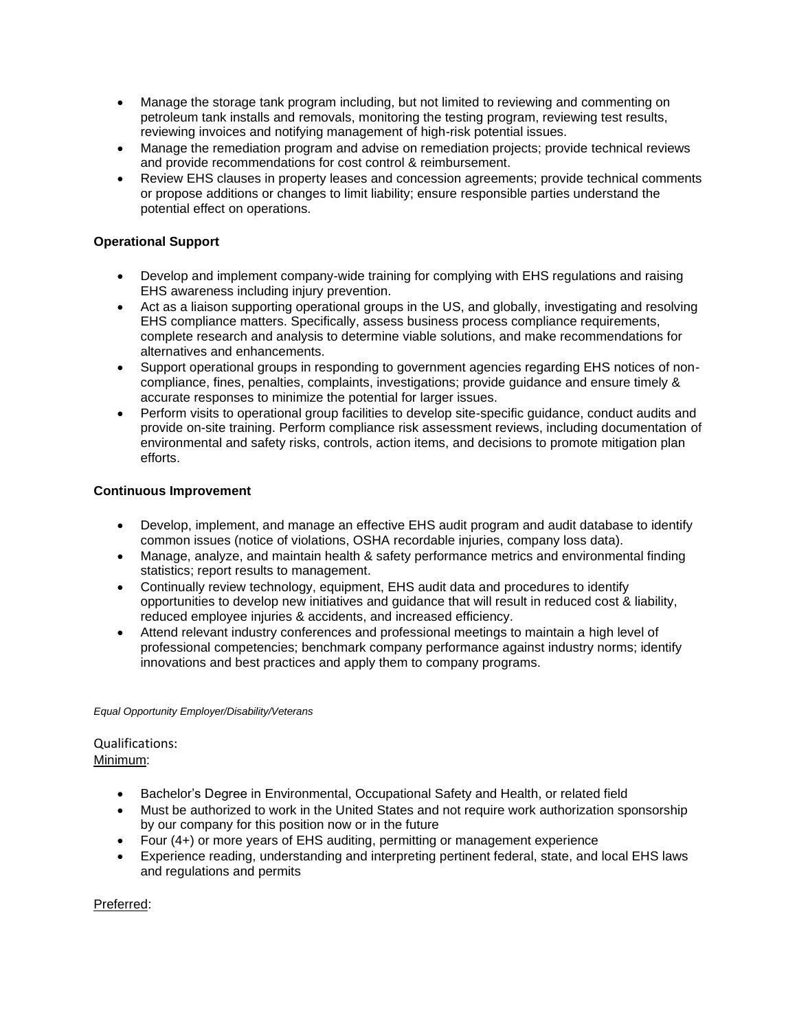- Manage the storage tank program including, but not limited to reviewing and commenting on petroleum tank installs and removals, monitoring the testing program, reviewing test results, reviewing invoices and notifying management of high-risk potential issues.
- Manage the remediation program and advise on remediation projects; provide technical reviews and provide recommendations for cost control & reimbursement.
- Review EHS clauses in property leases and concession agreements; provide technical comments or propose additions or changes to limit liability; ensure responsible parties understand the potential effect on operations.

**Operational Support**

- Develop and implement company-wide training for complying with EHS regulations and raising EHS awareness including injury prevention.
- Act as a liaison supporting operational groups in the US, and globally, investigating and resolving EHS compliance matters. Specifically, assess business process compliance requirements, complete research and analysis to determine viable solutions, and make recommendations for alternatives and enhancements.
- Support operational groups in responding to government agencies regarding EHS notices of non-compliance, fines, penalties, complaints, investigations; provide guidance and ensure timely & accurate responses to minimize the potential for larger issues.
- Perform visits to operational group facilities to develop site-specific guidance, conduct audits and provide on-site training. Perform compliance risk assessment reviews, including documentation of environmental and safety risks, controls, action items, and decisions to promote mitigation plan efforts.

**Continuous Improvement**

- Develop, implement, and manage an effective EHS audit program and audit database to identify common issues (notice of violations, OSHA recordable injuries, company loss data).
- Manage, analyze, and maintain health & safety performance metrics and environmental finding statistics; report results to management.
- Continually review technology, equipment, EHS audit data and procedures to identify opportunities to develop new initiatives and guidance that will result in reduced cost & liability, reduced employee injuries & accidents, and increased efficiency.
- Attend relevant industry conferences and professional meetings to maintain a high level of professional competencies; benchmark company performance against industry norms; identify innovations and best practices and apply them to company programs.

*Equal Opportunity Employer/Disability/Veterans*

Qualifications:

<u>Minimum</u>:

- Bachelor's Degree in Environmental, Occupational Safety and Health, or related field
- Must be authorized to work in the United States and not require work authorization sponsorship by our company for this position now or in the future
- Four (4+) or more years of EHS auditing, permitting or management experience
- Experience reading, understanding and interpreting pertinent federal, state, and local EHS laws and regulations and permits

<u>Preferred</u>: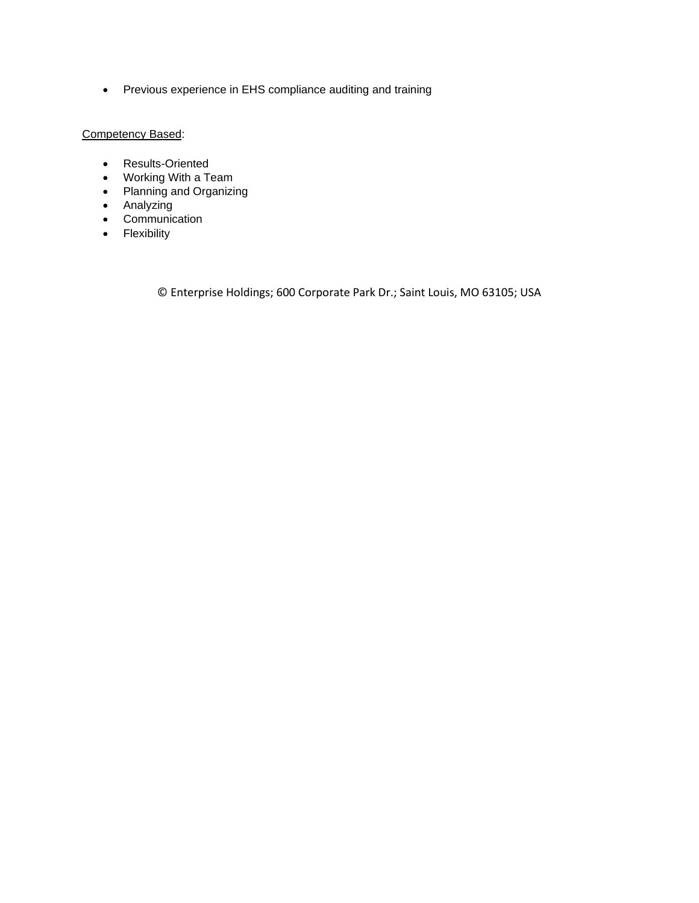- Previous experience in EHS compliance auditing and training

Competency Based:

- Results-Oriented
- Working With a Team
- Planning and Organizing
- Analyzing
- Communication
- Flexibility

© Enterprise Holdings; 600 Corporate Park Dr.; Saint Louis, MO 63105; USA